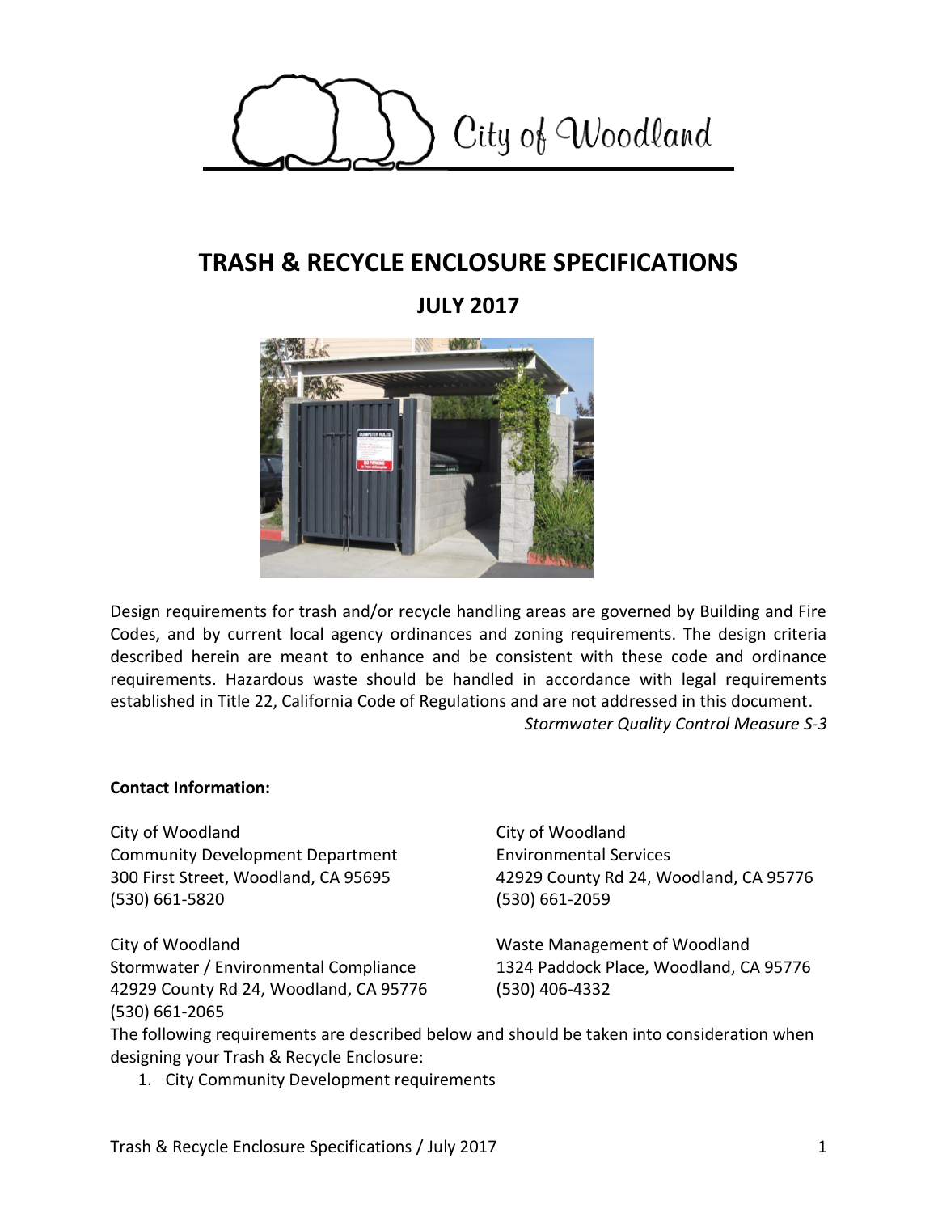City of Woodland

# TRASH & RECYCLE ENCLOSURE SPECIFICATIONS

## JULY 2017

Design requirements for trash and/or recycle handling areas are governed by Building and Fire Codes, and by current local agency ordinances and zoning requirements. The design criteria described herein are meant to enhance and be consistent with these code and ordinance requirements. Hazardous waste should be handled in accordance with legal requirements established in Title 22, California Code of Regulations and are not addressed in this document.

*Stormwater Quality Control Measure S-3*

**Contact Information:**

City of Woodland
Community Development Department
300 First Street, Woodland, CA 95695
(530) 661-5820

City of Woodland
Environmental Services
42929 County Rd 24, Woodland, CA 95776
(530) 661-2059

City of Woodland
Stormwater / Environmental Compliance
42929 County Rd 24, Woodland, CA 95776
(530) 661-2065

Waste Management of Woodland
1324 Paddock Place, Woodland, CA 95776
(530) 406-4332

The following requirements are described below and should be taken into consideration when designing your Trash & Recycle Enclosure:

1. City Community Development requirements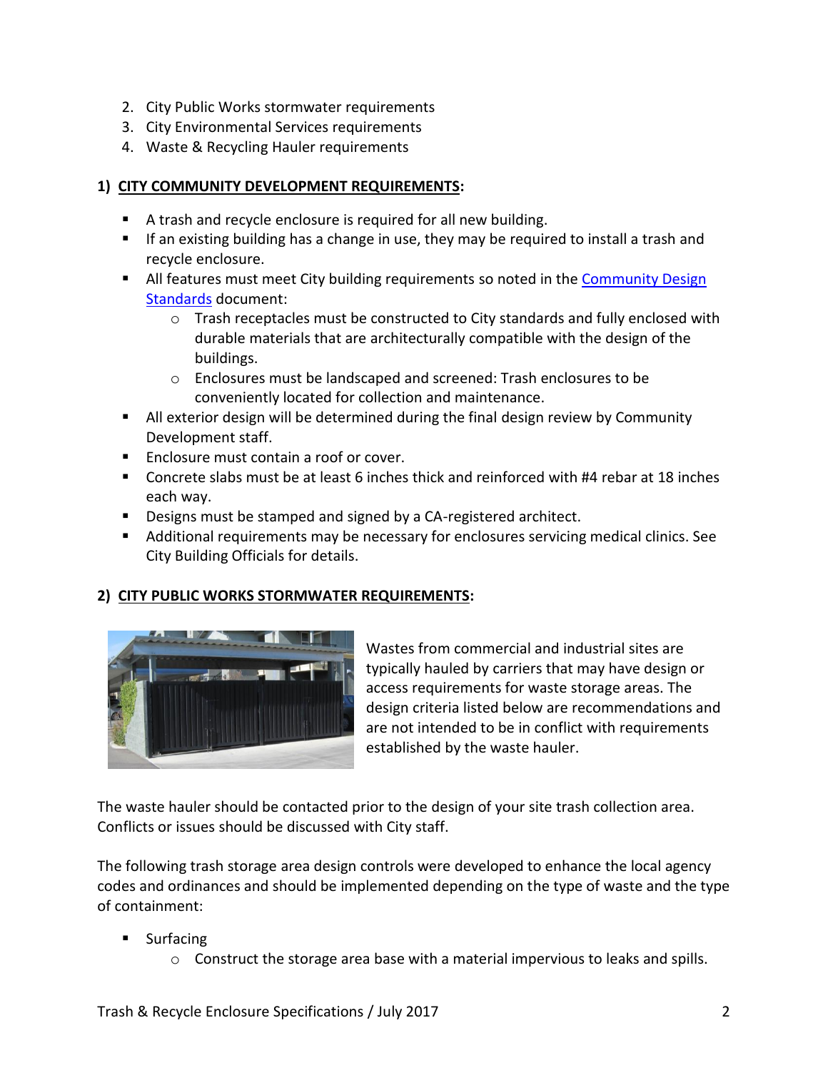2. City Public Works stormwater requirements
3. City Environmental Services requirements
4. Waste & Recycling Hauler requirements

**1) CITY COMMUNITY DEVELOPMENT REQUIREMENTS:**

- A trash and recycle enclosure is required for all new building.
- If an existing building has a change in use, they may be required to install a trash and recycle enclosure.
- All features must meet City building requirements so noted in the Community Design Standards document:
  - Trash receptacles must be constructed to City standards and fully enclosed with durable materials that are architecturally compatible with the design of the buildings.
  - Enclosures must be landscaped and screened: Trash enclosures to be conveniently located for collection and maintenance.
- All exterior design will be determined during the final design review by Community Development staff.
- Enclosure must contain a roof or cover.
- Concrete slabs must be at least 6 inches thick and reinforced with #4 rebar at 18 inches each way.
- Designs must be stamped and signed by a CA-registered architect.
- Additional requirements may be necessary for enclosures servicing medical clinics. See City Building Officials for details.

**2) CITY PUBLIC WORKS STORMWATER REQUIREMENTS:**

Wastes from commercial and industrial sites are typically hauled by carriers that may have design or access requirements for waste storage areas. The design criteria listed below are recommendations and are not intended to be in conflict with requirements established by the waste hauler.

The waste hauler should be contacted prior to the design of your site trash collection area. Conflicts or issues should be discussed with City staff.

The following trash storage area design controls were developed to enhance the local agency codes and ordinances and should be implemented depending on the type of waste and the type of containment:

- Surfacing
  - Construct the storage area base with a material impervious to leaks and spills.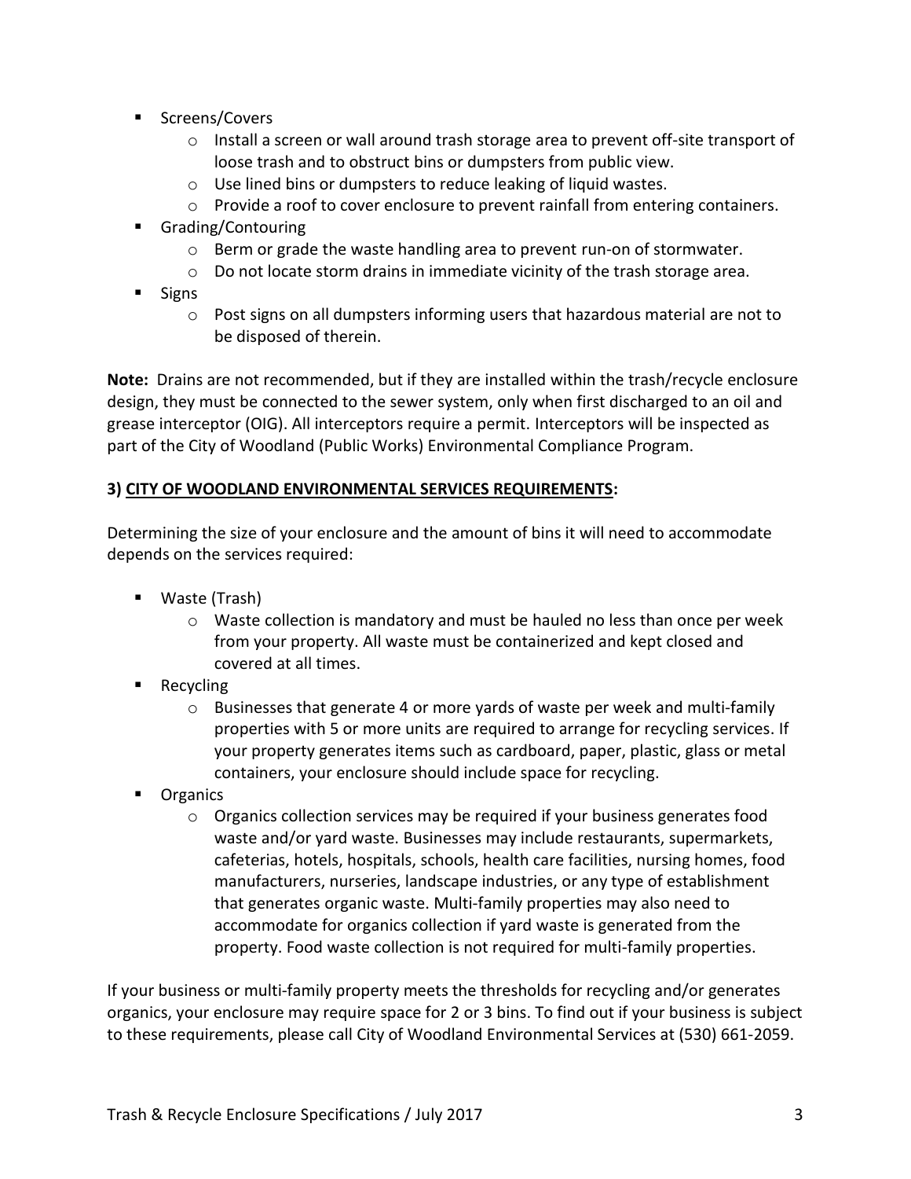- Screens/Covers
  - Install a screen or wall around trash storage area to prevent off-site transport of loose trash and to obstruct bins or dumpsters from public view.
  - Use lined bins or dumpsters to reduce leaking of liquid wastes.
  - Provide a roof to cover enclosure to prevent rainfall from entering containers.
- Grading/Contouring
  - Berm or grade the waste handling area to prevent run-on of stormwater.
  - Do not locate storm drains in immediate vicinity of the trash storage area.
- Signs
  - Post signs on all dumpsters informing users that hazardous material are not to be disposed of therein.

**Note:** Drains are not recommended, but if they are installed within the trash/recycle enclosure design, they must be connected to the sewer system, only when first discharged to an oil and grease interceptor (OIG). All interceptors require a permit. Interceptors will be inspected as part of the City of Woodland (Public Works) Environmental Compliance Program.

### 3) <u>CITY OF WOODLAND ENVIRONMENTAL SERVICES REQUIREMENTS</u>:

Determining the size of your enclosure and the amount of bins it will need to accommodate depends on the services required:

- Waste (Trash)
  - Waste collection is mandatory and must be hauled no less than once per week from your property. All waste must be containerized and kept closed and covered at all times.
- Recycling
  - Businesses that generate 4 or more yards of waste per week and multi-family properties with 5 or more units are required to arrange for recycling services. If your property generates items such as cardboard, paper, plastic, glass or metal containers, your enclosure should include space for recycling.
- Organics
  - Organics collection services may be required if your business generates food waste and/or yard waste. Businesses may include restaurants, supermarkets, cafeterias, hotels, hospitals, schools, health care facilities, nursing homes, food manufacturers, nurseries, landscape industries, or any type of establishment that generates organic waste. Multi-family properties may also need to accommodate for organics collection if yard waste is generated from the property. Food waste collection is not required for multi-family properties.

If your business or multi-family property meets the thresholds for recycling and/or generates organics, your enclosure may require space for 2 or 3 bins. To find out if your business is subject to these requirements, please call City of Woodland Environmental Services at (530) 661-2059.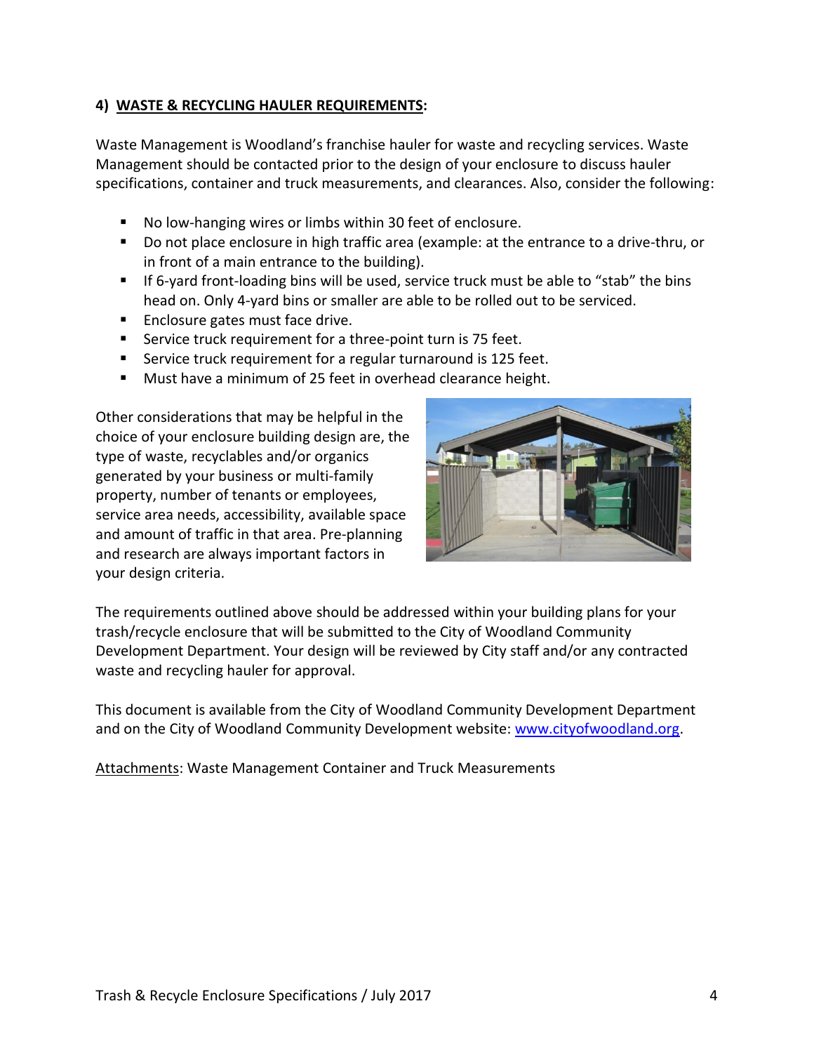**4) WASTE & RECYCLING HAULER REQUIREMENTS:**

Waste Management is Woodland's franchise hauler for waste and recycling services. Waste Management should be contacted prior to the design of your enclosure to discuss hauler specifications, container and truck measurements, and clearances. Also, consider the following:

- No low-hanging wires or limbs within 30 feet of enclosure.
- Do not place enclosure in high traffic area (example: at the entrance to a drive-thru, or in front of a main entrance to the building).
- If 6-yard front-loading bins will be used, service truck must be able to "stab" the bins head on. Only 4-yard bins or smaller are able to be rolled out to be serviced.
- Enclosure gates must face drive.
- Service truck requirement for a three-point turn is 75 feet.
- Service truck requirement for a regular turnaround is 125 feet.
- Must have a minimum of 25 feet in overhead clearance height.

Other considerations that may be helpful in the choice of your enclosure building design are, the type of waste, recyclables and/or organics generated by your business or multi-family property, number of tenants or employees, service area needs, accessibility, available space and amount of traffic in that area. Pre-planning and research are always important factors in your design criteria.

The requirements outlined above should be addressed within your building plans for your trash/recycle enclosure that will be submitted to the City of Woodland Community Development Department. Your design will be reviewed by City staff and/or any contracted waste and recycling hauler for approval.

This document is available from the City of Woodland Community Development Department and on the City of Woodland Community Development website: www.cityofwoodland.org.

Attachments: Waste Management Container and Truck Measurements